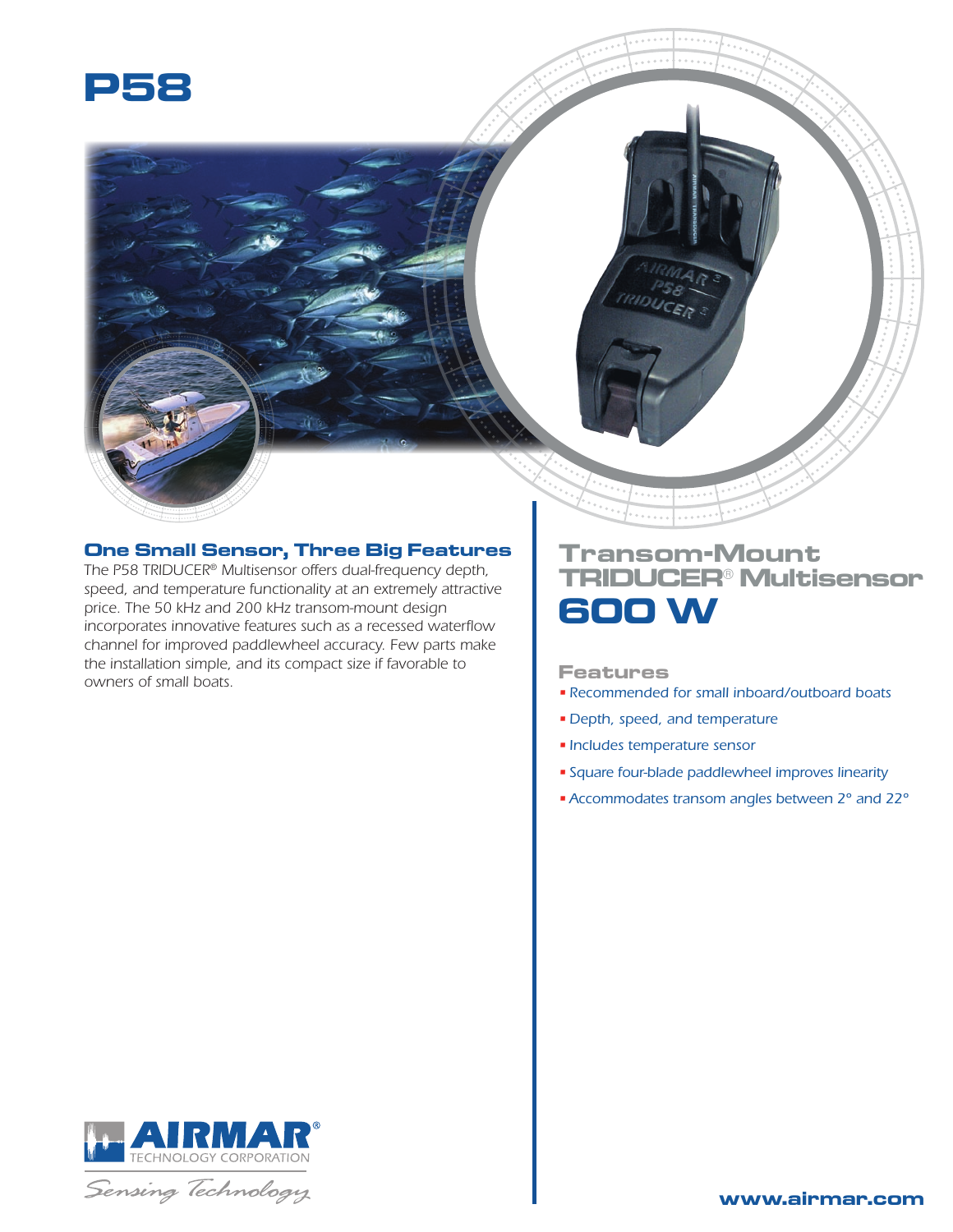# P58

## One Small Sensor, Three Big Features

The P58 TRIDUCER® Multisensor offers dual-frequency depth, speed, and temperature functionality at an extremely attractive price. The 50 kHz and 200 kHz transom-mount design incorporates innovative features such as a recessed waterflow channel for improved paddlewheel accuracy. Few parts make the installation simple, and its compact size if favorable to owners of small boats.

## Transom-Mount TRIDUCER® Multisensor

# 600 W

### Features

- *Recommended for small inboard/outboard boats*
- *Depth, speed, and temperature*
- *Includes temperature sensor*
- *Square four-blade paddlewheel improves linearity*
- *Accommodates transom angles between 2° and 22°*

AIRMAR® TECHNOLOGY CORPORATION

*Sensing Technology*

**www.airmar.com**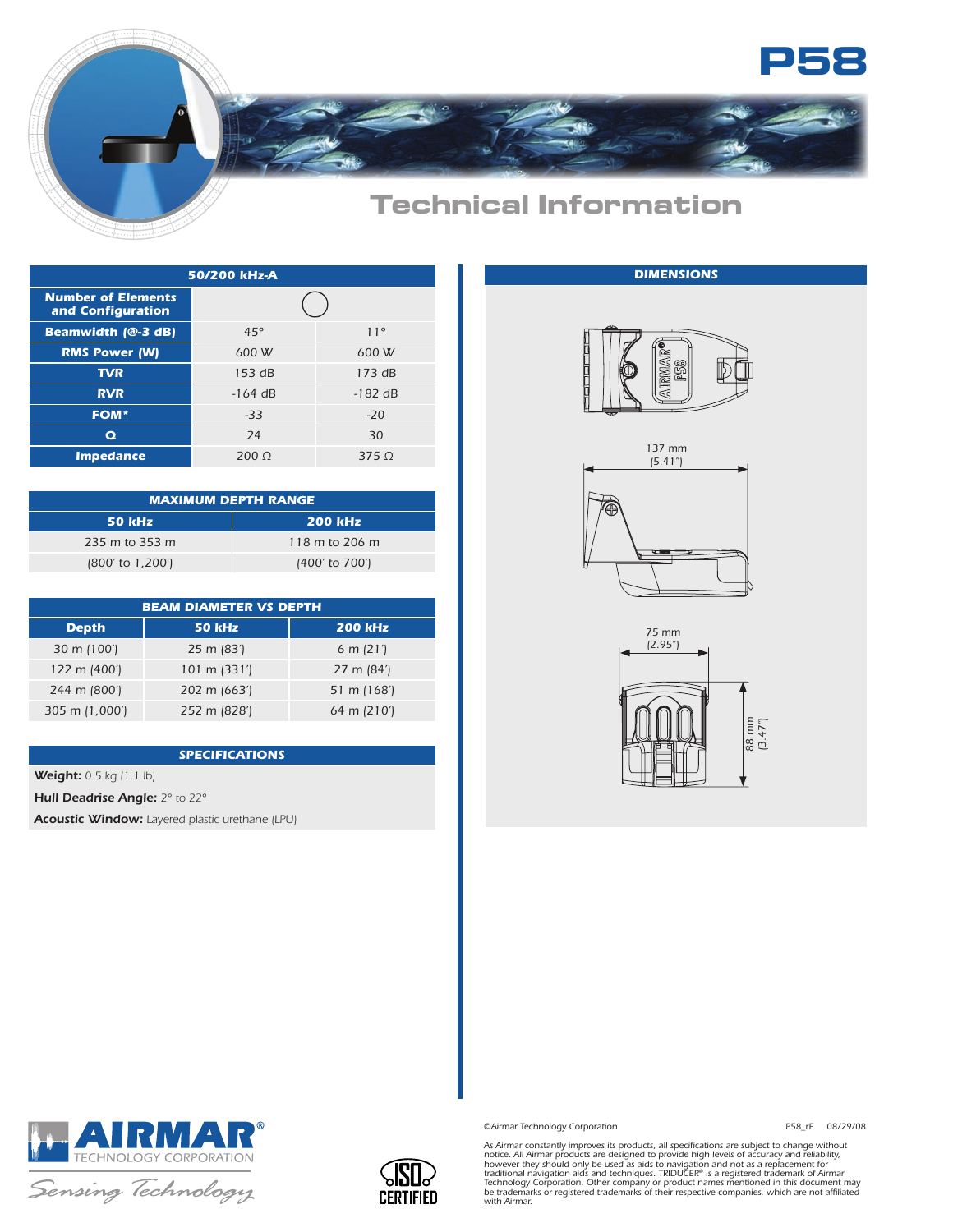# P58

## Technical Information

| 50/200 kHz-A | | |
|---|---|---|
| **Number of Elements and Configuration** | | |
| **Beamwidth (@-3 dB)** | 45° | 11° |
| **RMS Power (W)** | 600 W | 600 W |
| **TVR** | 153 dB | 173 dB |
| **RVR** | -164 dB | -182 dB |
| **FOM*** | -33 | -20 |
| **Q** | 24 | 30 |
| **Impedance** | 200 Ω | 375 Ω |

| MAXIMUM DEPTH RANGE | |
|---|---|
| **50 kHz** | **200 kHz** |
| 235 m to 353 m | 118 m to 206 m |
| (800' to 1,200') | (400' to 700') |

| BEAM DIAMETER VS DEPTH | | |
|---|---|---|
| **Depth** | **50 kHz** | **200 kHz** |
| 30 m (100') | 25 m (83') | 6 m (21') |
| 122 m (400') | 101 m (331') | 27 m (84') |
| 244 m (800') | 202 m (663') | 51 m (168') |
| 305 m (1,000') | 252 m (828') | 64 m (210') |

### SPECIFICATIONS

**Weight:** 0.5 kg (1.1 lb)

**Hull Deadrise Angle:** 2° to 22°

**Acoustic Window:** Layered plastic urethane (LPU)

### DIMENSIONS

137 mm
(5.41")

75 mm
(2.95")

88 mm
(3.47")

AIRMAR® TECHNOLOGY CORPORATION

Sensing Technology

ISO CERTIFIED

©Airmar Technology Corporation

P58_rF 08/29/08

As Airmar constantly improves its products, all specifications are subject to change without notice. All Airmar products are designed to provide high levels of accuracy and reliability, however they should only be used as aids to navigation and not as a replacement for traditional navigation aids and techniques. TRIDUCER® is a registered trademark of Airmar Technology Corporation. Other company or product names mentioned in this document may be trademarks or registered trademarks of their respective companies, which are not affiliated with Airmar.